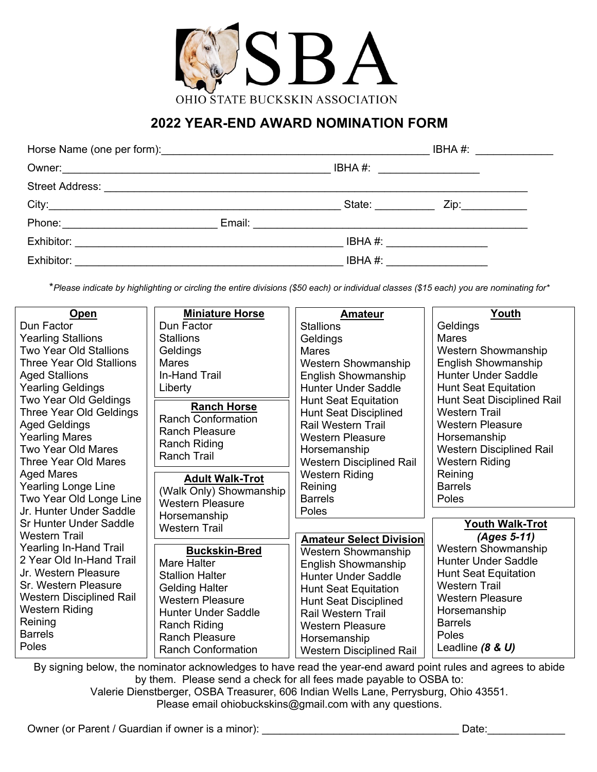# OSBA

OHIO STATE BUCKSKIN ASSOCIATION

## 2022 YEAR-END AWARD NOMINATION FORM

Horse Name (one per form):_____________________________________________ IBHA #: ____________

Owner:_____________________________________________ IBHA #: ________________

Street Address: ______________________________________________________________________

City:_____________________________________________ State: __________ Zip:___________

Phone: _________________________ Email: _____________________________________________

Exhibitor: _____________________________________________ IBHA #: ________________

Exhibitor: _____________________________________________ IBHA #: ________________

**Please indicate by highlighting or circling the entire divisions ($50 each) or individual classes ($15 each) you are nominating for**

**Open**
- Dun Factor
- Yearling Stallions
- Two Year Old Stallions
- Three Year Old Stallions
- Aged Stallions
- Yearling Geldings
- Two Year Old Geldings
- Three Year Old Geldings
- Aged Geldings
- Yearling Mares
- Two Year Old Mares
- Three Year Old Mares
- Aged Mares
- Yearling Longe Line
- Two Year Old Longe Line
- Jr. Hunter Under Saddle
- Sr Hunter Under Saddle
- Western Trail
- Yearling In-Hand Trail
- 2 Year Old In-Hand Trail
- Jr. Western Pleasure
- Sr. Western Pleasure
- Western Disciplined Rail
- Western Riding
- Reining
- Barrels
- Poles

**Miniature Horse**
- Dun Factor
- Stallions
- Geldings
- Mares
- In-Hand Trail
- Liberty

**Ranch Horse**
- Ranch Conformation
- Ranch Pleasure
- Ranch Riding
- Ranch Trail

**Adult Walk-Trot**
- (Walk Only) Showmanship
- Western Pleasure
- Horsemanship
- Western Trail

**Buckskin-Bred**
- Mare Halter
- Stallion Halter
- Gelding Halter
- Western Pleasure
- Hunter Under Saddle
- Ranch Riding
- Ranch Pleasure
- Ranch Conformation

**Amateur**
- Stallions
- Geldings
- Mares
- Western Showmanship
- English Showmanship
- Hunter Under Saddle
- Hunt Seat Equitation
- Hunt Seat Disciplined Rail
- Western Trail
- Western Pleasure
- Horsemanship
- Western Disciplined Rail
- Western Riding
- Reining
- Barrels
- Poles

**Amateur Select Division**
- Western Showmanship
- English Showmanship
- Hunter Under Saddle
- Hunt Seat Equitation
- Hunt Seat Disciplined Rail
- Western Trail
- Western Pleasure
- Horsemanship
- Western Disciplined Rail

**Youth**
- Geldings
- Mares
- Western Showmanship
- English Showmanship
- Hunter Under Saddle
- Hunt Seat Equitation
- Hunt Seat Disciplined Rail
- Western Trail
- Western Pleasure
- Horsemanship
- Western Disciplined Rail
- Western Riding
- Reining
- Barrels
- Poles

**Youth Walk-Trot**
***(Ages 5-11)***
- Western Showmanship
- Hunter Under Saddle
- Hunt Seat Equitation
- Western Trail
- Western Pleasure
- Horsemanship
- Barrels
- Poles
- Leadline ***(8 & U)***

By signing below, the nominator acknowledges to have read the year-end award point rules and agrees to abide by them. Please send a check for all fees made payable to OSBA to:
Valerie Dienstberger, OSBA Treasurer, 606 Indian Wells Lane, Perrysburg, Ohio 43551.
Please email ohiobuckskins@gmail.com with any questions.

Owner (or Parent / Guardian if owner is a minor): _________________________________ Date:_____________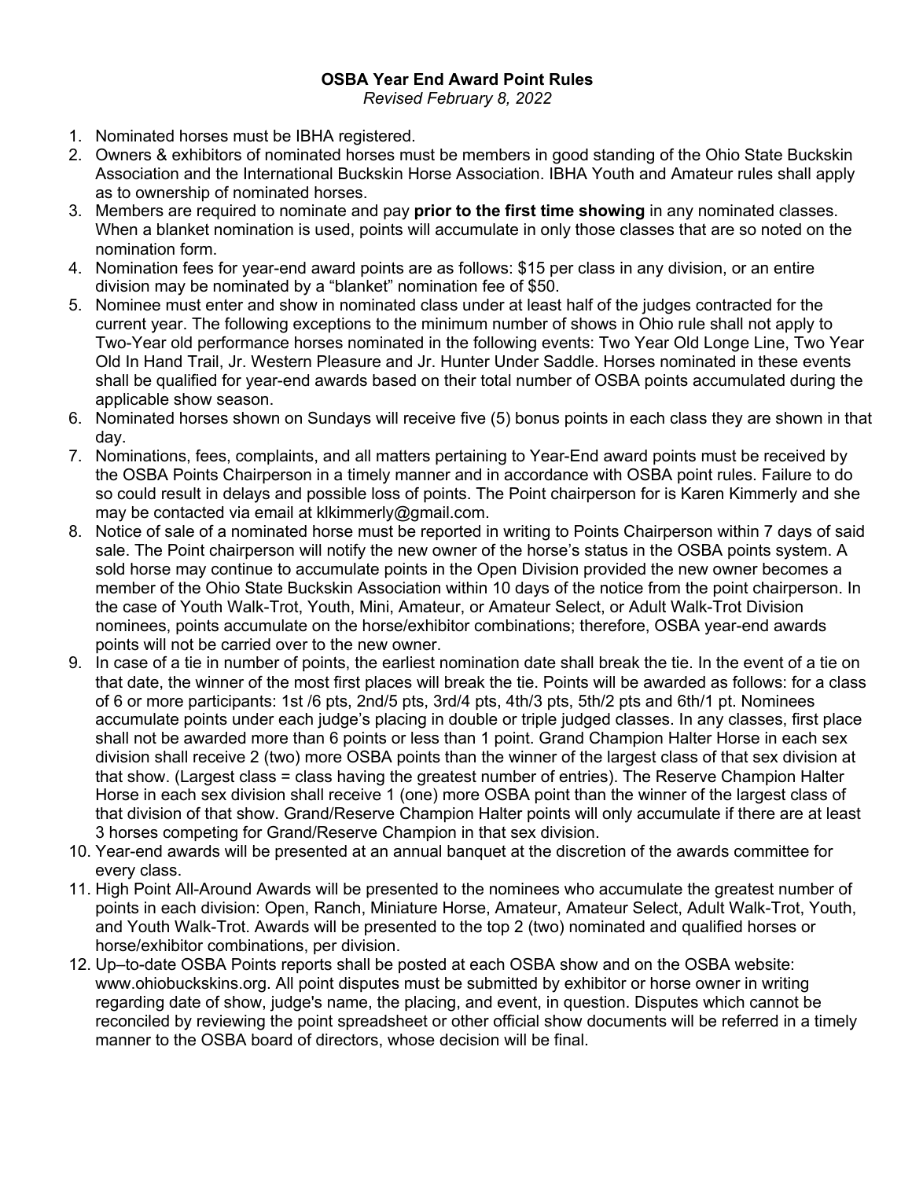# OSBA Year End Award Point Rules

*Revised February 8, 2022*

1. Nominated horses must be IBHA registered.
2. Owners & exhibitors of nominated horses must be members in good standing of the Ohio State Buckskin Association and the International Buckskin Horse Association. IBHA Youth and Amateur rules shall apply as to ownership of nominated horses.
3. Members are required to nominate and pay **prior to the first time showing** in any nominated classes. When a blanket nomination is used, points will accumulate in only those classes that are so noted on the nomination form.
4. Nomination fees for year-end award points are as follows: $15 per class in any division, or an entire division may be nominated by a "blanket" nomination fee of $50.
5. Nominee must enter and show in nominated class under at least half of the judges contracted for the current year. The following exceptions to the minimum number of shows in Ohio rule shall not apply to Two-Year old performance horses nominated in the following events: Two Year Old Longe Line, Two Year Old In Hand Trail, Jr. Western Pleasure and Jr. Hunter Under Saddle. Horses nominated in these events shall be qualified for year-end awards based on their total number of OSBA points accumulated during the applicable show season.
6. Nominated horses shown on Sundays will receive five (5) bonus points in each class they are shown in that day.
7. Nominations, fees, complaints, and all matters pertaining to Year-End award points must be received by the OSBA Points Chairperson in a timely manner and in accordance with OSBA point rules. Failure to do so could result in delays and possible loss of points. The Point chairperson for is Karen Kimmerly and she may be contacted via email at klkimmerly@gmail.com.
8. Notice of sale of a nominated horse must be reported in writing to Points Chairperson within 7 days of said sale. The Point chairperson will notify the new owner of the horse's status in the OSBA points system. A sold horse may continue to accumulate points in the Open Division provided the new owner becomes a member of the Ohio State Buckskin Association within 10 days of the notice from the point chairperson. In the case of Youth Walk-Trot, Youth, Mini, Amateur, or Amateur Select, or Adult Walk-Trot Division nominees, points accumulate on the horse/exhibitor combinations; therefore, OSBA year-end awards points will not be carried over to the new owner.
9. In case of a tie in number of points, the earliest nomination date shall break the tie. In the event of a tie on that date, the winner of the most first places will break the tie. Points will be awarded as follows: for a class of 6 or more participants: 1st /6 pts, 2nd/5 pts, 3rd/4 pts, 4th/3 pts, 5th/2 pts and 6th/1 pt. Nominees accumulate points under each judge's placing in double or triple judged classes. In any classes, first place shall not be awarded more than 6 points or less than 1 point. Grand Champion Halter Horse in each sex division shall receive 2 (two) more OSBA points than the winner of the largest class of that sex division at that show. (Largest class = class having the greatest number of entries). The Reserve Champion Halter Horse in each sex division shall receive 1 (one) more OSBA point than the winner of the largest class of that division of that show. Grand/Reserve Champion Halter points will only accumulate if there are at least 3 horses competing for Grand/Reserve Champion in that sex division.
10. Year-end awards will be presented at an annual banquet at the discretion of the awards committee for every class.
11. High Point All-Around Awards will be presented to the nominees who accumulate the greatest number of points in each division: Open, Ranch, Miniature Horse, Amateur, Amateur Select, Adult Walk-Trot, Youth, and Youth Walk-Trot. Awards will be presented to the top 2 (two) nominated and qualified horses or horse/exhibitor combinations, per division.
12. Up–to-date OSBA Points reports shall be posted at each OSBA show and on the OSBA website: www.ohiobuckskins.org. All point disputes must be submitted by exhibitor or horse owner in writing regarding date of show, judge's name, the placing, and event, in question. Disputes which cannot be reconciled by reviewing the point spreadsheet or other official show documents will be referred in a timely manner to the OSBA board of directors, whose decision will be final.